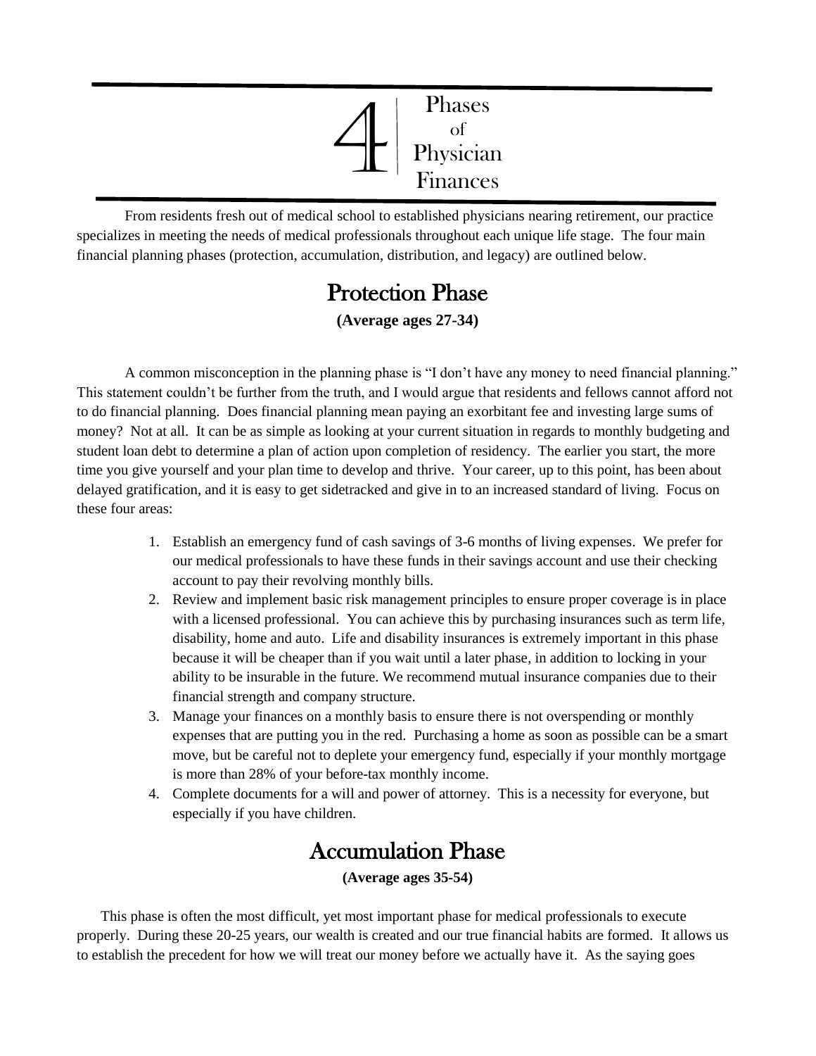# 4 | Phases of Physician Finances

From residents fresh out of medical school to established physicians nearing retirement, our practice specializes in meeting the needs of medical professionals throughout each unique life stage. The four main financial planning phases (protection, accumulation, distribution, and legacy) are outlined below.

## Protection Phase

**(Average ages 27-34)**

A common misconception in the planning phase is "I don't have any money to need financial planning." This statement couldn't be further from the truth, and I would argue that residents and fellows cannot afford not to do financial planning. Does financial planning mean paying an exorbitant fee and investing large sums of money? Not at all. It can be as simple as looking at your current situation in regards to monthly budgeting and student loan debt to determine a plan of action upon completion of residency. The earlier you start, the more time you give yourself and your plan time to develop and thrive. Your career, up to this point, has been about delayed gratification, and it is easy to get sidetracked and give in to an increased standard of living. Focus on these four areas:

1. Establish an emergency fund of cash savings of 3-6 months of living expenses. We prefer for our medical professionals to have these funds in their savings account and use their checking account to pay their revolving monthly bills.
2. Review and implement basic risk management principles to ensure proper coverage is in place with a licensed professional. You can achieve this by purchasing insurances such as term life, disability, home and auto. Life and disability insurances is extremely important in this phase because it will be cheaper than if you wait until a later phase, in addition to locking in your ability to be insurable in the future. We recommend mutual insurance companies due to their financial strength and company structure.
3. Manage your finances on a monthly basis to ensure there is not overspending or monthly expenses that are putting you in the red. Purchasing a home as soon as possible can be a smart move, but be careful not to deplete your emergency fund, especially if your monthly mortgage is more than 28% of your before-tax monthly income.
4. Complete documents for a will and power of attorney. This is a necessity for everyone, but especially if you have children.

## Accumulation Phase

**(Average ages 35-54)**

This phase is often the most difficult, yet most important phase for medical professionals to execute properly. During these 20-25 years, our wealth is created and our true financial habits are formed. It allows us to establish the precedent for how we will treat our money before we actually have it. As the saying goes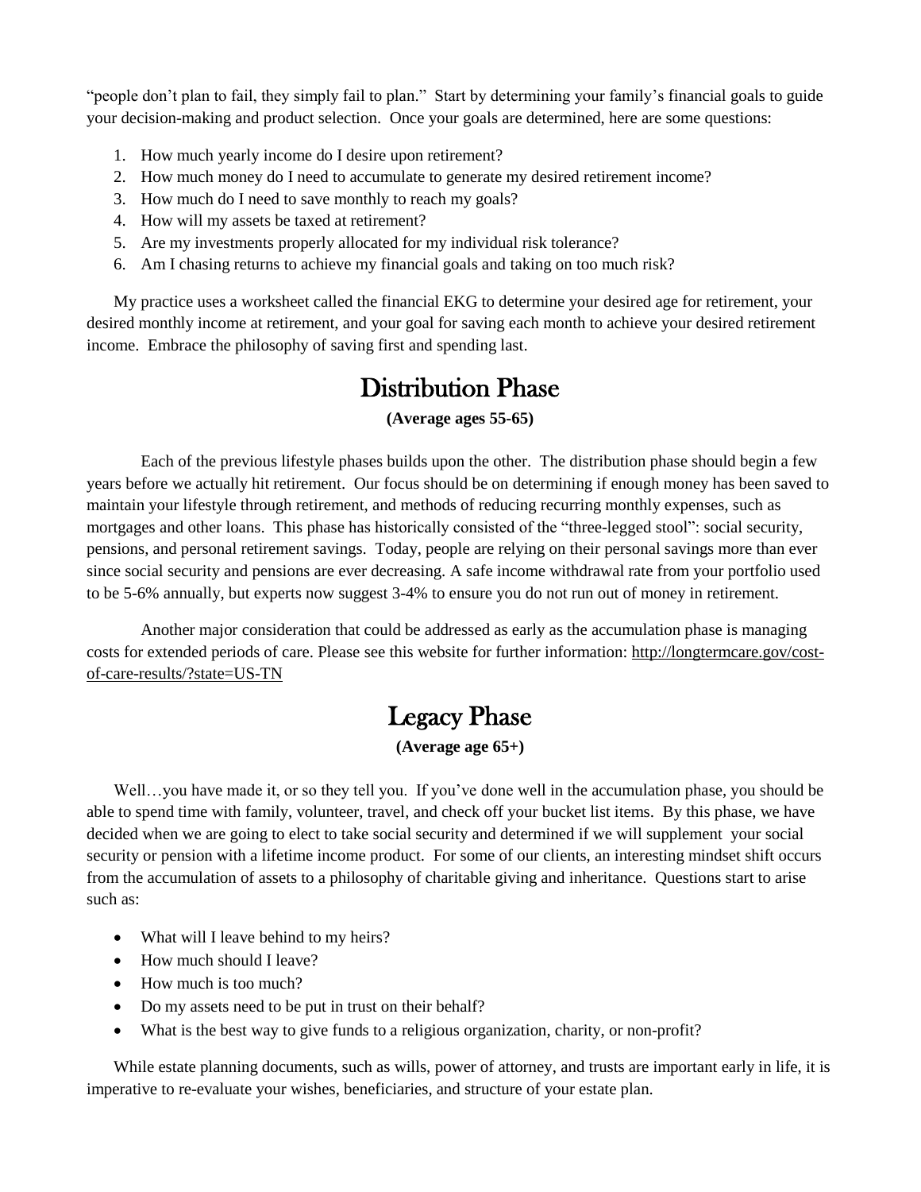"people don't plan to fail, they simply fail to plan." Start by determining your family's financial goals to guide your decision-making and product selection. Once your goals are determined, here are some questions:

1. How much yearly income do I desire upon retirement?
2. How much money do I need to accumulate to generate my desired retirement income?
3. How much do I need to save monthly to reach my goals?
4. How will my assets be taxed at retirement?
5. Are my investments properly allocated for my individual risk tolerance?
6. Am I chasing returns to achieve my financial goals and taking on too much risk?

My practice uses a worksheet called the financial EKG to determine your desired age for retirement, your desired monthly income at retirement, and your goal for saving each month to achieve your desired retirement income. Embrace the philosophy of saving first and spending last.

## Distribution Phase

**(Average ages 55-65)**

Each of the previous lifestyle phases builds upon the other. The distribution phase should begin a few years before we actually hit retirement. Our focus should be on determining if enough money has been saved to maintain your lifestyle through retirement, and methods of reducing recurring monthly expenses, such as mortgages and other loans. This phase has historically consisted of the "three-legged stool": social security, pensions, and personal retirement savings. Today, people are relying on their personal savings more than ever since social security and pensions are ever decreasing. A safe income withdrawal rate from your portfolio used to be 5-6% annually, but experts now suggest 3-4% to ensure you do not run out of money in retirement.

Another major consideration that could be addressed as early as the accumulation phase is managing costs for extended periods of care. Please see this website for further information: http://longtermcare.gov/cost-of-care-results/?state=US-TN

## Legacy Phase

**(Average age 65+)**

Well…you have made it, or so they tell you. If you've done well in the accumulation phase, you should be able to spend time with family, volunteer, travel, and check off your bucket list items. By this phase, we have decided when we are going to elect to take social security and determined if we will supplement your social security or pension with a lifetime income product. For some of our clients, an interesting mindset shift occurs from the accumulation of assets to a philosophy of charitable giving and inheritance. Questions start to arise such as:

- What will I leave behind to my heirs?
- How much should I leave?
- How much is too much?
- Do my assets need to be put in trust on their behalf?
- What is the best way to give funds to a religious organization, charity, or non-profit?

While estate planning documents, such as wills, power of attorney, and trusts are important early in life, it is imperative to re-evaluate your wishes, beneficiaries, and structure of your estate plan.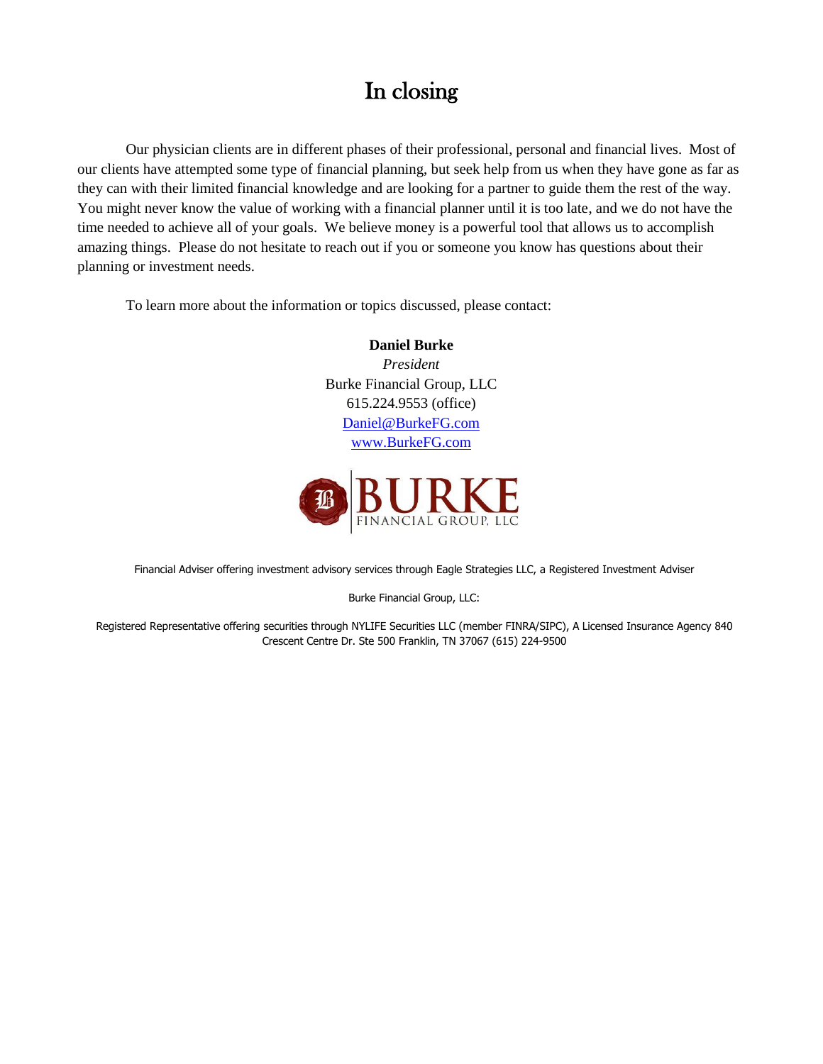# In closing

Our physician clients are in different phases of their professional, personal and financial lives. Most of our clients have attempted some type of financial planning, but seek help from us when they have gone as far as they can with their limited financial knowledge and are looking for a partner to guide them the rest of the way. You might never know the value of working with a financial planner until it is too late, and we do not have the time needed to achieve all of your goals. We believe money is a powerful tool that allows us to accomplish amazing things. Please do not hesitate to reach out if you or someone you know has questions about their planning or investment needs.

To learn more about the information or topics discussed, please contact:

**Daniel Burke**
*President*
Burke Financial Group, LLC
615.224.9553 (office)
Daniel@BurkeFG.com
www.BurkeFG.com

BURKE
FINANCIAL GROUP, LLC

Financial Adviser offering investment advisory services through Eagle Strategies LLC, a Registered Investment Adviser

Burke Financial Group, LLC:

Registered Representative offering securities through NYLIFE Securities LLC (member FINRA/SIPC), A Licensed Insurance Agency 840 Crescent Centre Dr. Ste 500 Franklin, TN 37067 (615) 224-9500